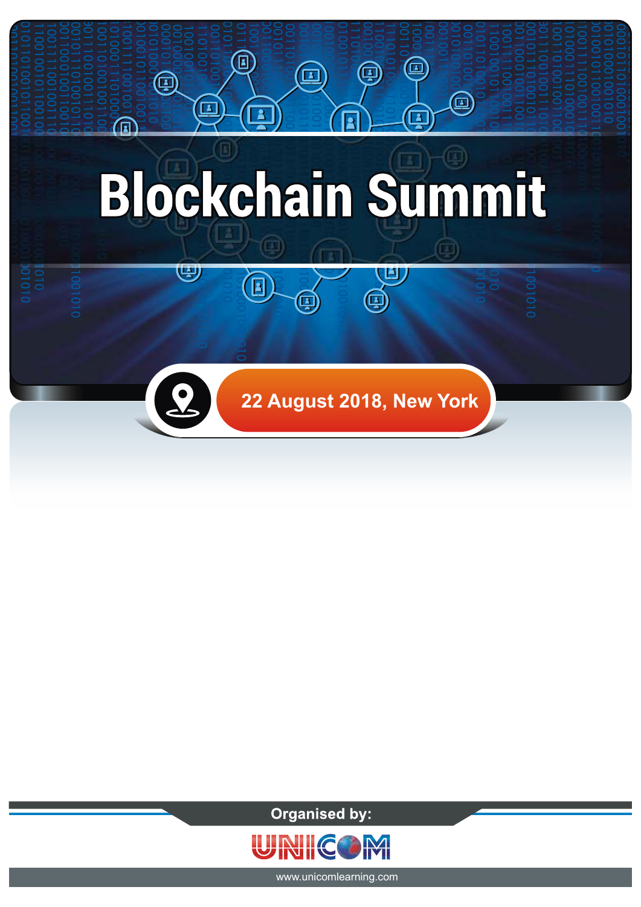# Blockchain Summit

22 August 2018, New York

Organised by:

UNICOM

www.unicomlearning.com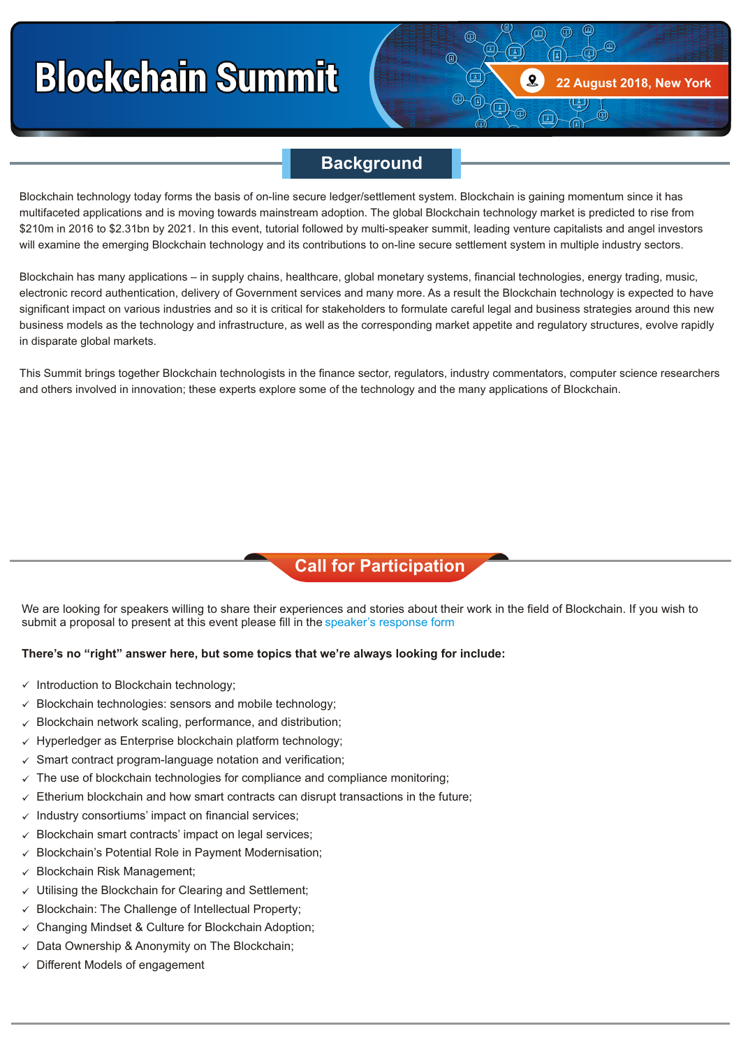# Blockchain Summit

22 August 2018, New York

## Background

Blockchain technology today forms the basis of on-line secure ledger/settlement system. Blockchain is gaining momentum since it has multifaceted applications and is moving towards mainstream adoption. The global Blockchain technology market is predicted to rise from $210m in 2016 to $2.31bn by 2021. In this event, tutorial followed by multi-speaker summit, leading venture capitalists and angel investors will examine the emerging Blockchain technology and its contributions to on-line secure settlement system in multiple industry sectors.

Blockchain has many applications – in supply chains, healthcare, global monetary systems, financial technologies, energy trading, music, electronic record authentication, delivery of Government services and many more. As a result the Blockchain technology is expected to have significant impact on various industries and so it is critical for stakeholders to formulate careful legal and business strategies around this new business models as the technology and infrastructure, as well as the corresponding market appetite and regulatory structures, evolve rapidly in disparate global markets.

This Summit brings together Blockchain technologists in the finance sector, regulators, industry commentators, computer science researchers and others involved in innovation; these experts explore some of the technology and the many applications of Blockchain.

## Call for Participation

We are looking for speakers willing to share their experiences and stories about their work in the field of Blockchain. If you wish to submit a proposal to present at this event please fill in the speaker's response form

**There's no "right" answer here, but some topics that we're always looking for include:**

- ✓ Introduction to Blockchain technology;
- ✓ Blockchain technologies: sensors and mobile technology;
- ✓ Blockchain network scaling, performance, and distribution;
- ✓ Hyperledger as Enterprise blockchain platform technology;
- ✓ Smart contract program-language notation and verification;
- ✓ The use of blockchain technologies for compliance and compliance monitoring;
- ✓ Etherium blockchain and how smart contracts can disrupt transactions in the future;
- ✓ Industry consortiums' impact on financial services;
- ✓ Blockchain smart contracts' impact on legal services;
- ✓ Blockchain's Potential Role in Payment Modernisation;
- ✓ Blockchain Risk Management;
- ✓ Utilising the Blockchain for Clearing and Settlement;
- ✓ Blockchain: The Challenge of Intellectual Property;
- ✓ Changing Mindset & Culture for Blockchain Adoption;
- ✓ Data Ownership & Anonymity on The Blockchain;
- ✓ Different Models of engagement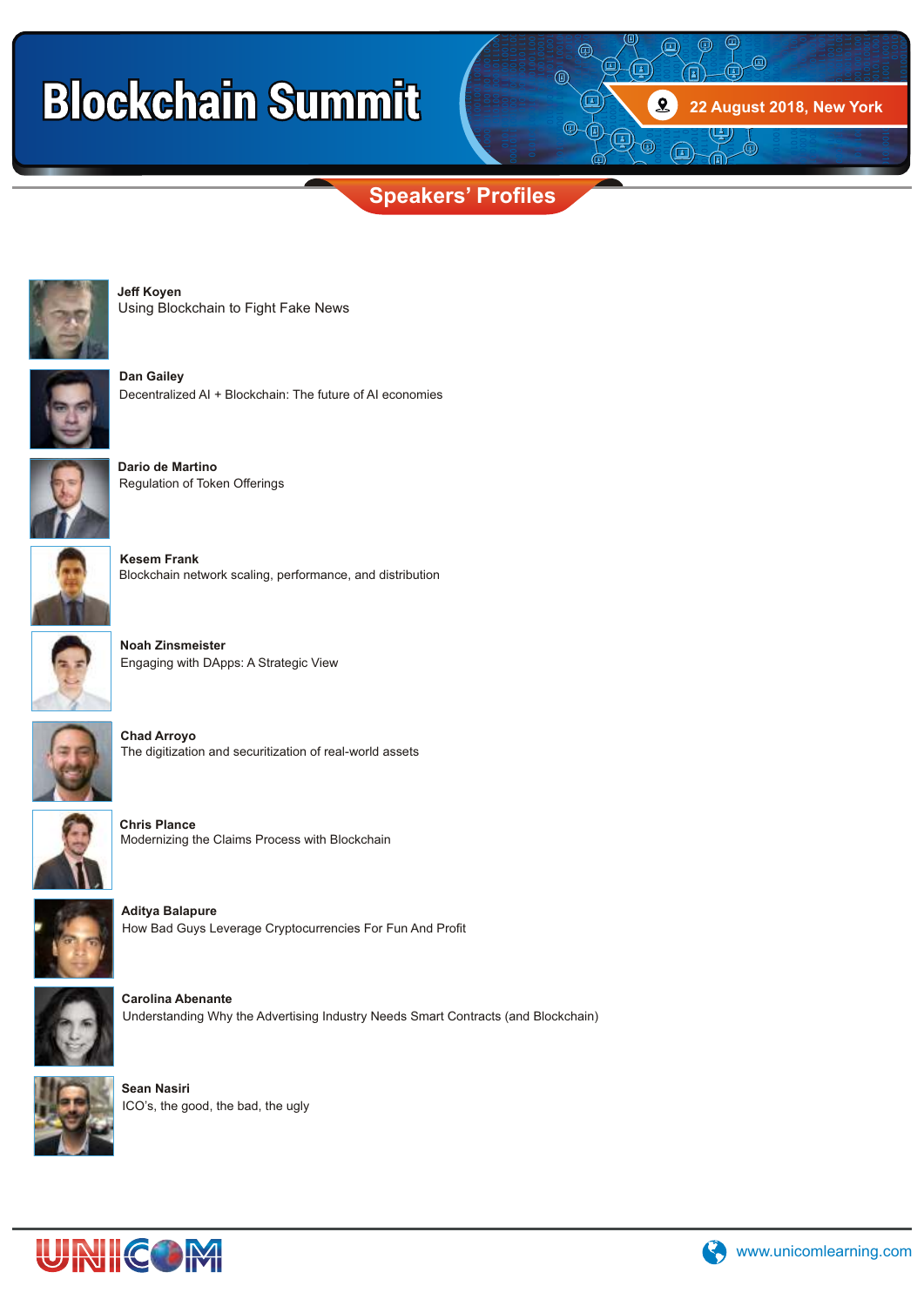# Blockchain Summit

22 August 2018, New York

## Speakers' Profiles

**Jeff Koyen**
Using Blockchain to Fight Fake News

**Dan Gailey**
Decentralized AI + Blockchain: The future of AI economies

**Dario de Martino**
Regulation of Token Offerings

**Kesem Frank**
Blockchain network scaling, performance, and distribution

**Noah Zinsmeister**
Engaging with DApps: A Strategic View

**Chad Arroyo**
The digitization and securitization of real-world assets

**Chris Plance**
Modernizing the Claims Process with Blockchain

**Aditya Balapure**
How Bad Guys Leverage Cryptocurrencies For Fun And Profit

**Carolina Abenante**
Understanding Why the Advertising Industry Needs Smart Contracts (and Blockchain)

**Sean Nasiri**
ICO's, the good, the bad, the ugly

UNICOM

www.unicomlearning.com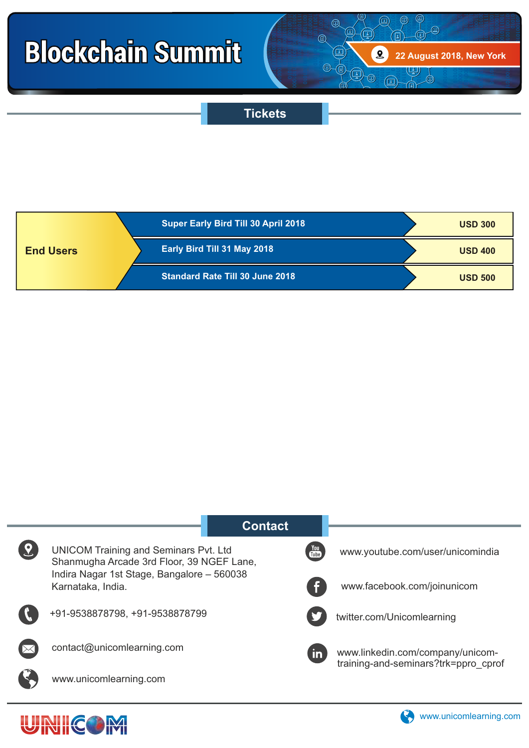# Blockchain Summit

22 August 2018, New York

## Tickets

| | | |
|---|---|---|
| End Users | Super Early Bird Till 30 April 2018 | USD 300 |
| | Early Bird Till 31 May 2018 | USD 400 |
| | Standard Rate Till 30 June 2018 | USD 500 |

## Contact

UNICOM Training and Seminars Pvt. Ltd
Shanmugha Arcade 3rd Floor, 39 NGEF Lane,
Indira Nagar 1st Stage, Bangalore – 560038
Karnataka, India.

+91-9538878798, +91-9538878799

contact@unicomlearning.com

www.unicomlearning.com

www.youtube.com/user/unicomindia

www.facebook.com/joinunicom

twitter.com/Unicomlearning

www.linkedin.com/company/unicom-training-and-seminars?trk=ppro_cprof

UNICOM

www.unicomlearning.com